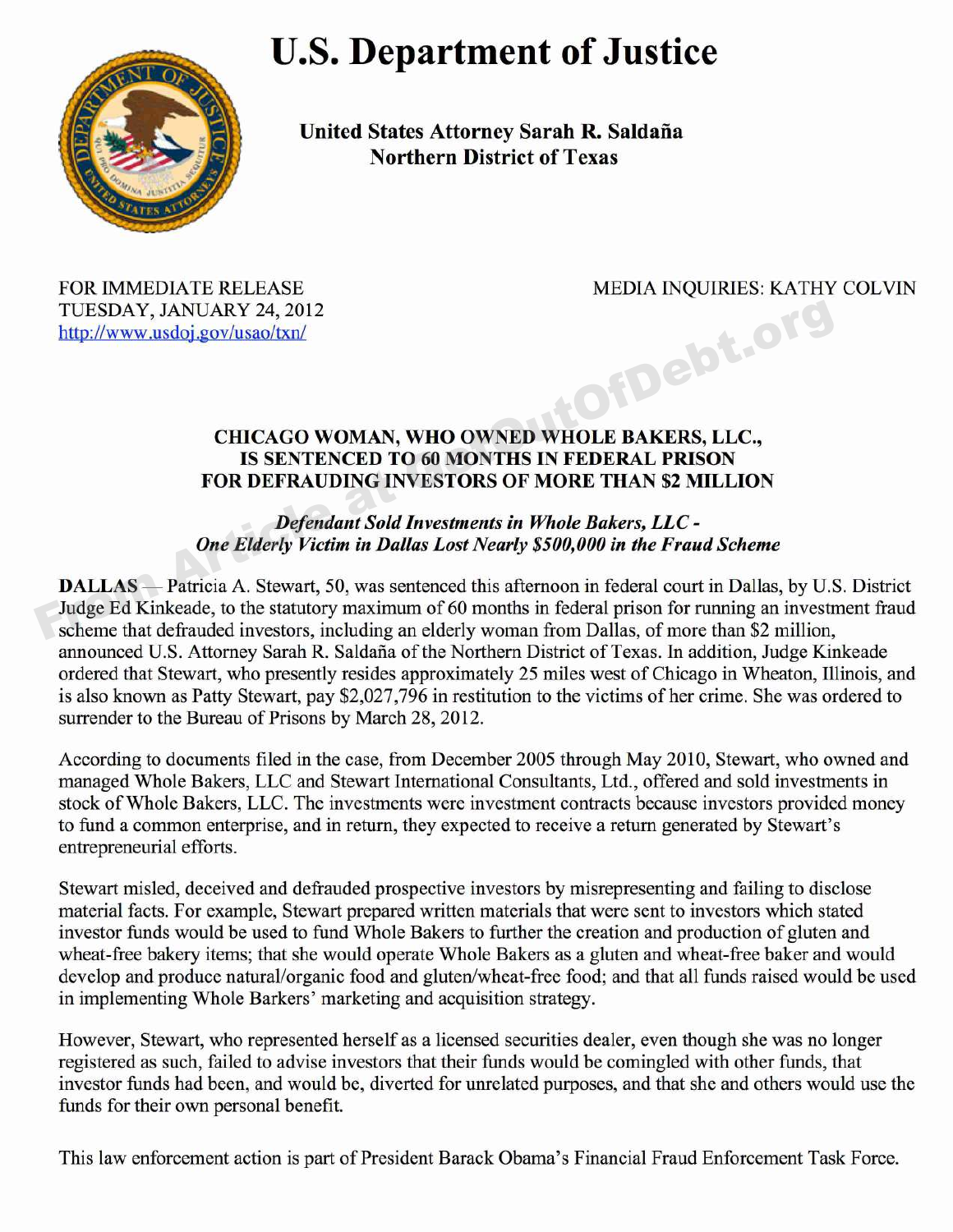# U.S. Department of Justice

**United States Attorney Sarah R. Saldaña**
**Northern District of Texas**

FOR IMMEDIATE RELEASE
TUESDAY, JANUARY 24, 2012
http://www.usdoj.gov/usao/txn/

MEDIA INQUIRIES: KATHY COLVIN

## CHICAGO WOMAN, WHO OWNED WHOLE BAKERS, LLC., IS SENTENCED TO 60 MONTHS IN FEDERAL PRISON FOR DEFRAUDING INVESTORS OF MORE THAN $2 MILLION

### *Defendant Sold Investments in Whole Bakers, LLC - One Elderly Victim in Dallas Lost Nearly $500,000 in the Fraud Scheme*

**DALLAS** — Patricia A. Stewart, 50, was sentenced this afternoon in federal court in Dallas, by U.S. District Judge Ed Kinkeade, to the statutory maximum of 60 months in federal prison for running an investment fraud scheme that defrauded investors, including an elderly woman from Dallas, of more than $2 million, announced U.S. Attorney Sarah R. Saldaña of the Northern District of Texas. In addition, Judge Kinkeade ordered that Stewart, who presently resides approximately 25 miles west of Chicago in Wheaton, Illinois, and is also known as Patty Stewart, pay $2,027,796 in restitution to the victims of her crime. She was ordered to surrender to the Bureau of Prisons by March 28, 2012.

According to documents filed in the case, from December 2005 through May 2010, Stewart, who owned and managed Whole Bakers, LLC and Stewart International Consultants, Ltd., offered and sold investments in stock of Whole Bakers, LLC. The investments were investment contracts because investors provided money to fund a common enterprise, and in return, they expected to receive a return generated by Stewart's entrepreneurial efforts.

Stewart misled, deceived and defrauded prospective investors by misrepresenting and failing to disclose material facts. For example, Stewart prepared written materials that were sent to investors which stated investor funds would be used to fund Whole Bakers to further the creation and production of gluten and wheat-free bakery items; that she would operate Whole Bakers as a gluten and wheat-free baker and would develop and produce natural/organic food and gluten/wheat-free food; and that all funds raised would be used in implementing Whole Barkers' marketing and acquisition strategy.

However, Stewart, who represented herself as a licensed securities dealer, even though she was no longer registered as such, failed to advise investors that their funds would be comingled with other funds, that investor funds had been, and would be, diverted for unrelated purposes, and that she and others would use the funds for their own personal benefit.

This law enforcement action is part of President Barack Obama's Financial Fraud Enforcement Task Force.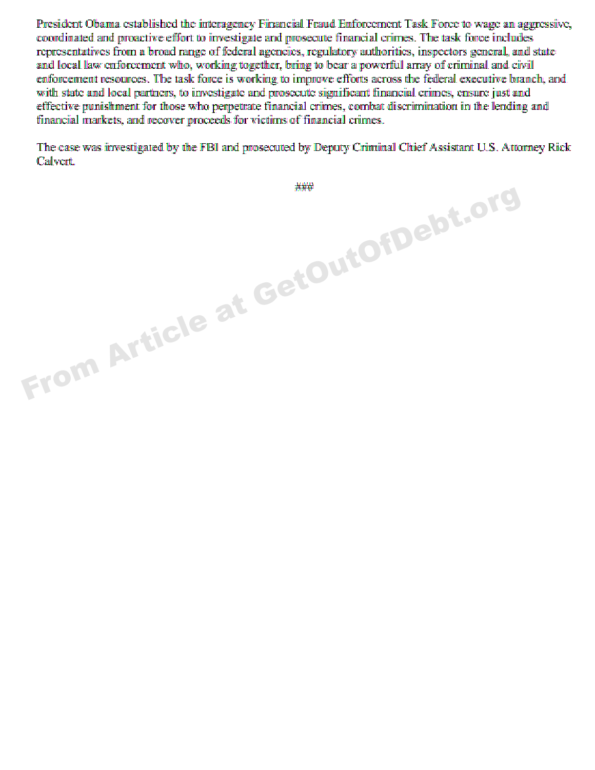President Obama established the interagency Financial Fraud Enforcement Task Force to wage an aggressive, coordinated and proactive effort to investigate and prosecute financial crimes. The task force includes representatives from a broad range of federal agencies, regulatory authorities, inspectors general, and state and local law enforcement who, working together, bring to bear a powerful array of criminal and civil enforcement resources. The task force is working to improve efforts across the federal executive branch, and with state and local partners, to investigate and prosecute significant financial crimes, ensure just and effective punishment for those who perpetrate financial crimes, combat discrimination in the lending and financial markets, and recover proceeds for victims of financial crimes.

The case was investigated by the FBI and prosecuted by Deputy Criminal Chief Assistant U.S. Attorney Rick Calvert.

###